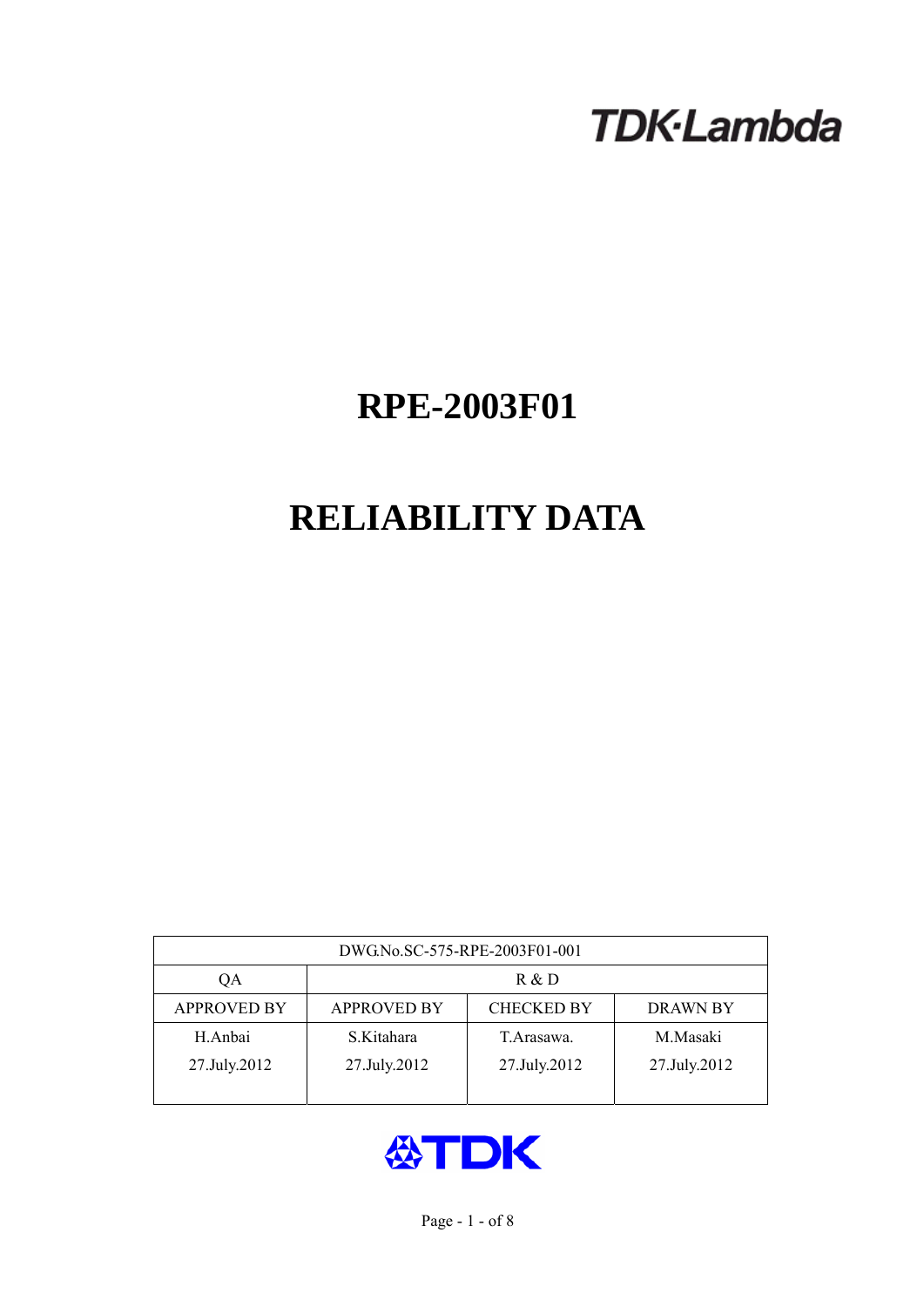TDK·Lambda

# RPE-2003F01

# RELIABILITY DATA

| DWG.No.SC-575-RPE-2003F01-001 | | | |
|---|---|---|---|
| QA | R & D | | |
| APPROVED BY | APPROVED BY | CHECKED BY | DRAWN BY |
| H.Anbai<br>27.July.2012 | S.Kitahara<br>27.July.2012 | T.Arasawa.<br>27.July.2012 | M.Masaki<br>27.July.2012 |

TDK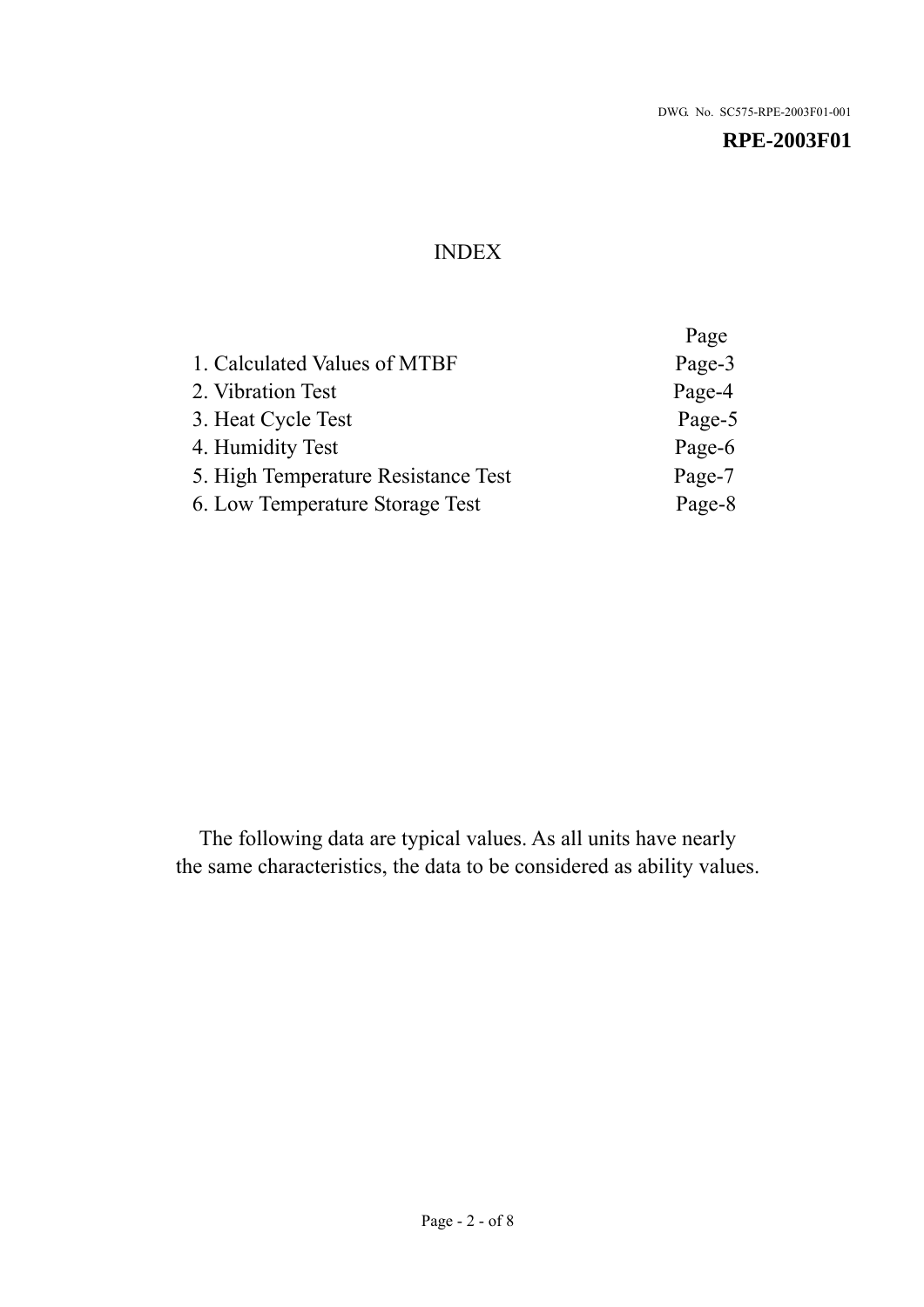DWG. No. SC575-RPE-2003F01-001

**RPE-2003F01**

# INDEX

| | Page |
|---|---|
| 1. Calculated Values of MTBF | Page-3 |
| 2. Vibration Test | Page-4 |
| 3. Heat Cycle Test | Page-5 |
| 4. Humidity Test | Page-6 |
| 5. High Temperature Resistance Test | Page-7 |
| 6. Low Temperature Storage Test | Page-8 |

The following data are typical values. As all units have nearly the same characteristics, the data to be considered as ability values.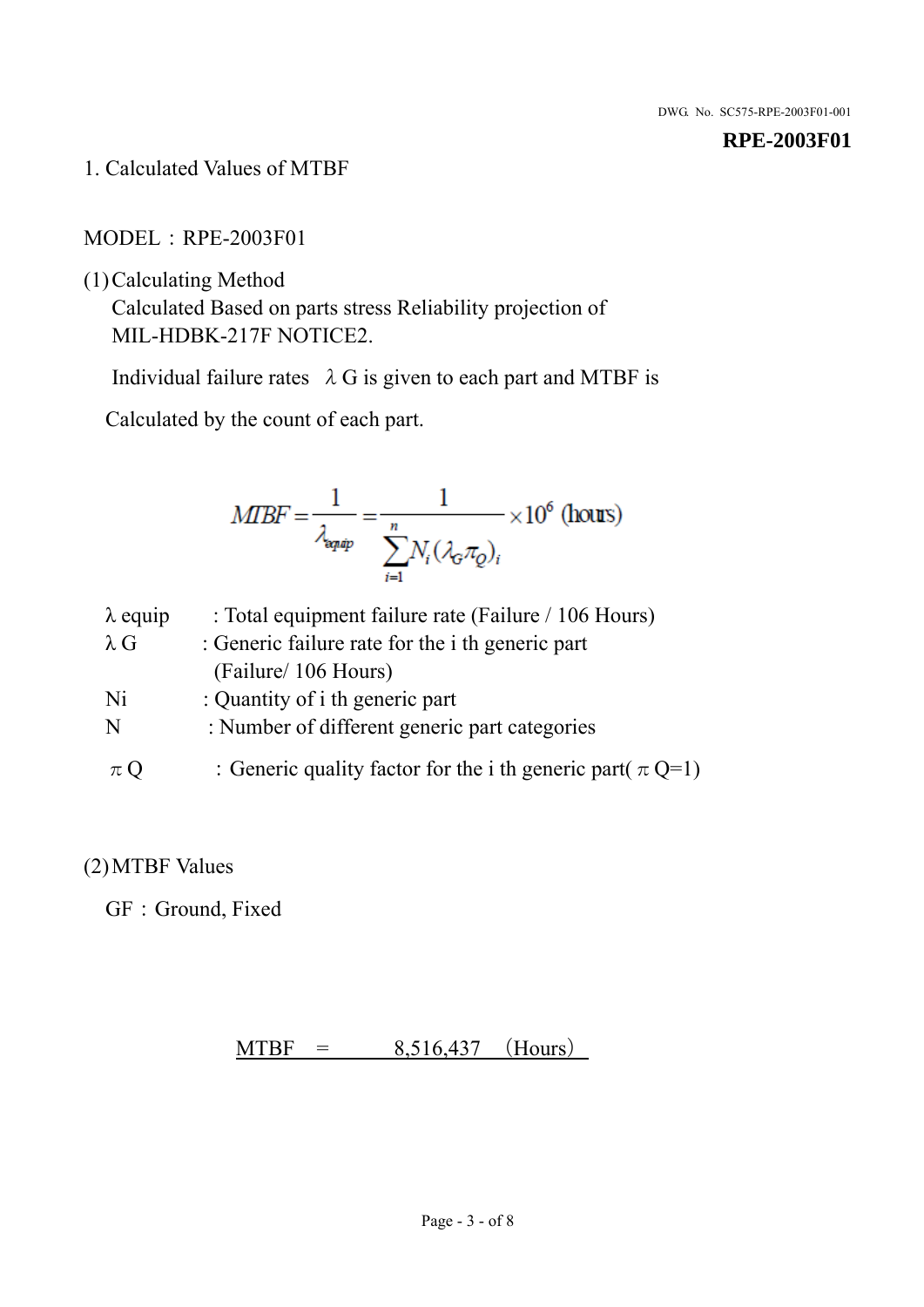**RPE-2003F01**

# 1. Calculated Values of MTBF

MODEL：RPE-2003F01

(1) Calculating Method

Calculated Based on parts stress Reliability projection of MIL-HDBK-217F NOTICE2.

Individual failure rates $\lambda$G is given to each part and MTBF is

Calculated by the count of each part.

$$MTBF = \frac{1}{\lambda_{equip}} = \frac{1}{\sum_{i=1}^{n} N_i (\lambda_G \pi_Q)_i} \times 10^6 \text{ (hours)}$$

$\lambda$ equip : Total equipment failure rate (Failure / 106 Hours)

$\lambda$ G : Generic failure rate for the i th generic part (Failure/ 106 Hours)

Ni : Quantity of i th generic part

N : Number of different generic part categories

$\pi$ Q ：Generic quality factor for the i th generic part( $\pi$ Q=1)

(2) MTBF Values

GF：Ground, Fixed

MTBF = 8,516,437 （Hours）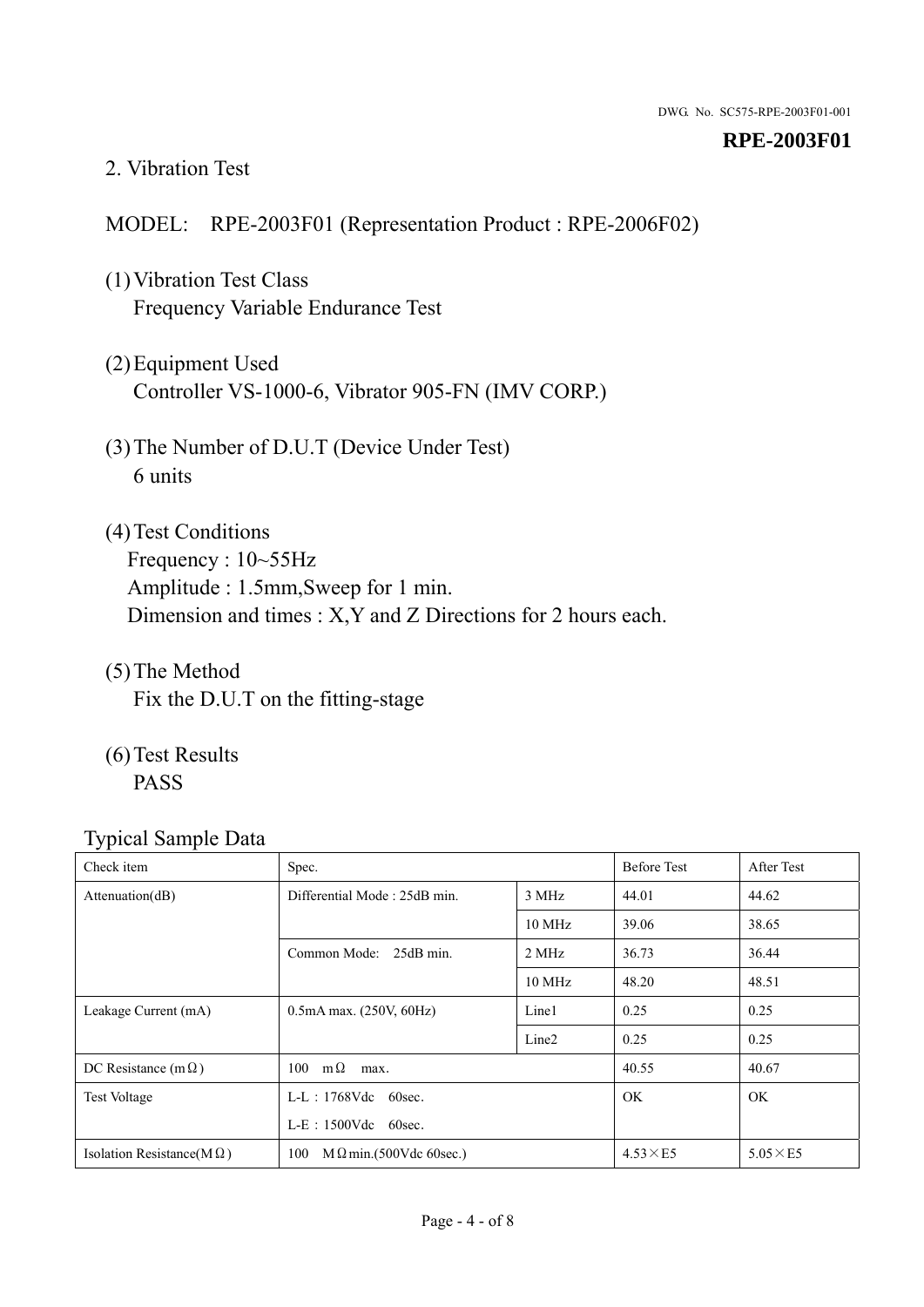DWG. No. SC575-RPE-2003F01-001

**RPE-2003F01**

## 2. Vibration Test

MODEL: RPE-2003F01 (Representation Product : RPE-2006F02)

(1) Vibration Test Class
Frequency Variable Endurance Test

(2) Equipment Used
Controller VS-1000-6, Vibrator 905-FN (IMV CORP.)

(3) The Number of D.U.T (Device Under Test)
6 units

(4) Test Conditions
Frequency : 10~55Hz
Amplitude : 1.5mm,Sweep for 1 min.
Dimension and times : X,Y and Z Directions for 2 hours each.

(5) The Method
Fix the D.U.T on the fitting-stage

(6) Test Results
PASS

Typical Sample Data

| Check item | Spec. | | Before Test | After Test |
|---|---|---|---|---|
| Attenuation(dB) | Differential Mode : 25dB min. | 3 MHz | 44.01 | 44.62 |
| | | 10 MHz | 39.06 | 38.65 |
| | Common Mode: 25dB min. | 2 MHz | 36.73 | 36.44 |
| | | 10 MHz | 48.20 | 48.51 |
| Leakage Current (mA) | 0.5mA max. (250V, 60Hz) | Line1 | 0.25 | 0.25 |
| | | Line2 | 0.25 | 0.25 |
| DC Resistance (mΩ) | 100 mΩ max. | | 40.55 | 40.67 |
| Test Voltage | L-L : 1768Vdc 60sec.<br>L-E : 1500Vdc 60sec. | | OK | OK |
| Isolation Resistance(MΩ) | 100 MΩmin.(500Vdc 60sec.) | | 4.53×E5 | 5.05×E5 |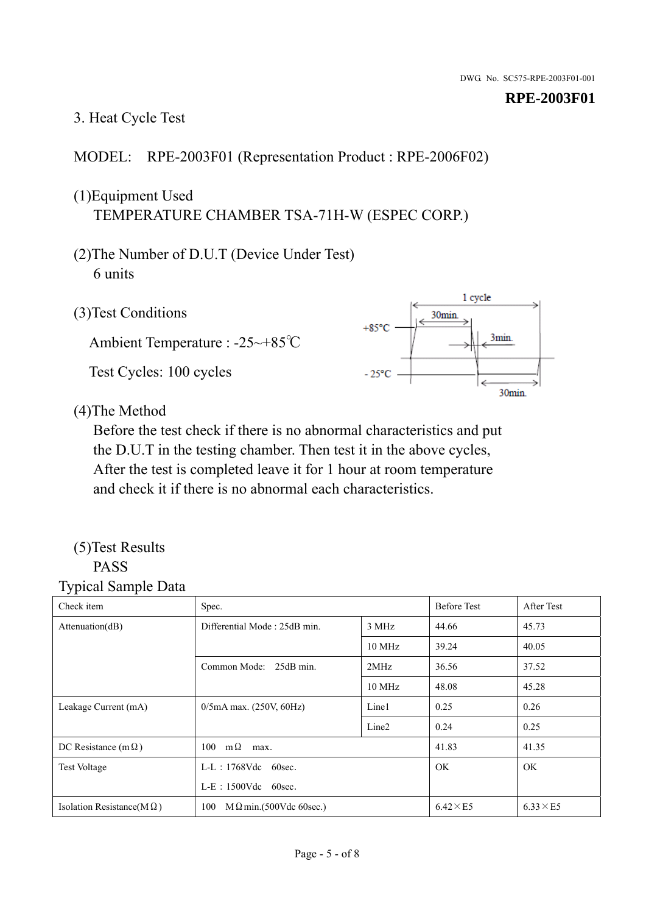DWG. No. SC575-RPE-2003F01-001

**RPE-2003F01**

3. Heat Cycle Test

MODEL: RPE-2003F01 (Representation Product : RPE-2006F02)

(1)Equipment Used
TEMPERATURE CHAMBER TSA-71H-W (ESPEC CORP.)

(2)The Number of D.U.T (Device Under Test)
6 units

(3)Test Conditions

Ambient Temperature : -25~+85℃

Test Cycles: 100 cycles

1 cycle

30min.

+85°C

3min.

- 25°C

30min.

(4)The Method
Before the test check if there is no abnormal characteristics and put the D.U.T in the testing chamber. Then test it in the above cycles, After the test is completed leave it for 1 hour at room temperature and check it if there is no abnormal each characteristics.

(5)Test Results
PASS

Typical Sample Data

| Check item | Spec. | | Before Test | After Test |
|---|---|---|---|---|
| Attenuation(dB) | Differential Mode : 25dB min. | 3 MHz | 44.66 | 45.73 |
| | | 10 MHz | 39.24 | 40.05 |
| | Common Mode: 25dB min. | 2MHz | 36.56 | 37.52 |
| | | 10 MHz | 48.08 | 45.28 |
| Leakage Current (mA) | 0/5mA max. (250V, 60Hz) | Line1 | 0.25 | 0.26 |
| | | Line2 | 0.24 | 0.25 |
| DC Resistance (mΩ) | 100 mΩ max. | | 41.83 | 41.35 |
| Test Voltage | L-L : 1768Vdc 60sec.<br>L-E : 1500Vdc 60sec. | | OK | OK |
| Isolation Resistance(MΩ) | 100 MΩmin.(500Vdc 60sec.) | | 6.42×E5 | 6.33×E5 |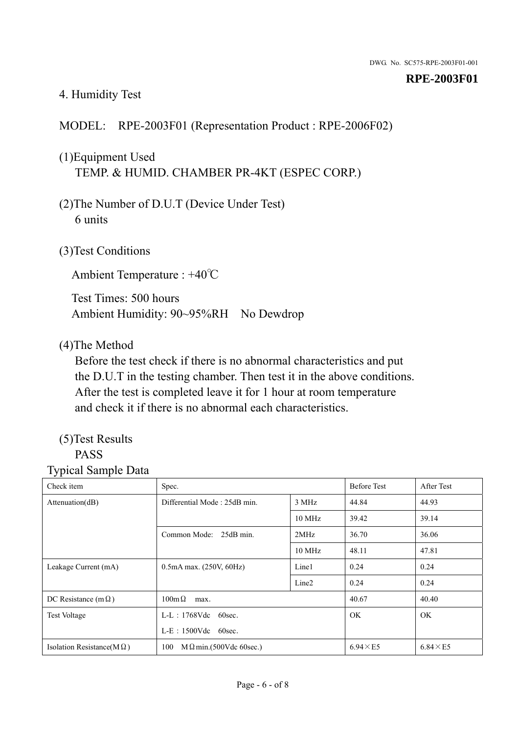DWG. No. SC575-RPE-2003F01-001

**RPE-2003F01**

## 4. Humidity Test

MODEL:　RPE-2003F01 (Representation Product : RPE-2006F02)

(1)Equipment Used
TEMP. & HUMID. CHAMBER PR-4KT (ESPEC CORP.)

(2)The Number of D.U.T (Device Under Test)
6 units

(3)Test Conditions

Ambient Temperature : +40℃

Test Times: 500 hours
Ambient Humidity: 90~95%RH　No Dewdrop

(4)The Method
Before the test check if there is no abnormal characteristics and put the D.U.T in the testing chamber. Then test it in the above conditions. After the test is completed leave it for 1 hour at room temperature and check it if there is no abnormal each characteristics.

(5)Test Results
PASS

Typical Sample Data

| Check item | Spec. | | Before Test | After Test |
|---|---|---|---|---|
| Attenuation(dB) | Differential Mode : 25dB min. | 3 MHz | 44.84 | 44.93 |
| | | 10 MHz | 39.42 | 39.14 |
| | Common Mode:　25dB min. | 2MHz | 36.70 | 36.06 |
| | | 10 MHz | 48.11 | 47.81 |
| Leakage Current (mA) | 0.5mA max. (250V, 60Hz) | Line1 | 0.24 | 0.24 |
| | | Line2 | 0.24 | 0.24 |
| DC Resistance (mΩ) | 100mΩ　max. | | 40.67 | 40.40 |
| Test Voltage | L-L：1768Vdc　60sec.<br>L-E：1500Vdc　60sec. | | OK | OK |
| Isolation Resistance(MΩ) | 100　MΩmin.(500Vdc 60sec.) | | 6.94×E5 | 6.84×E5 |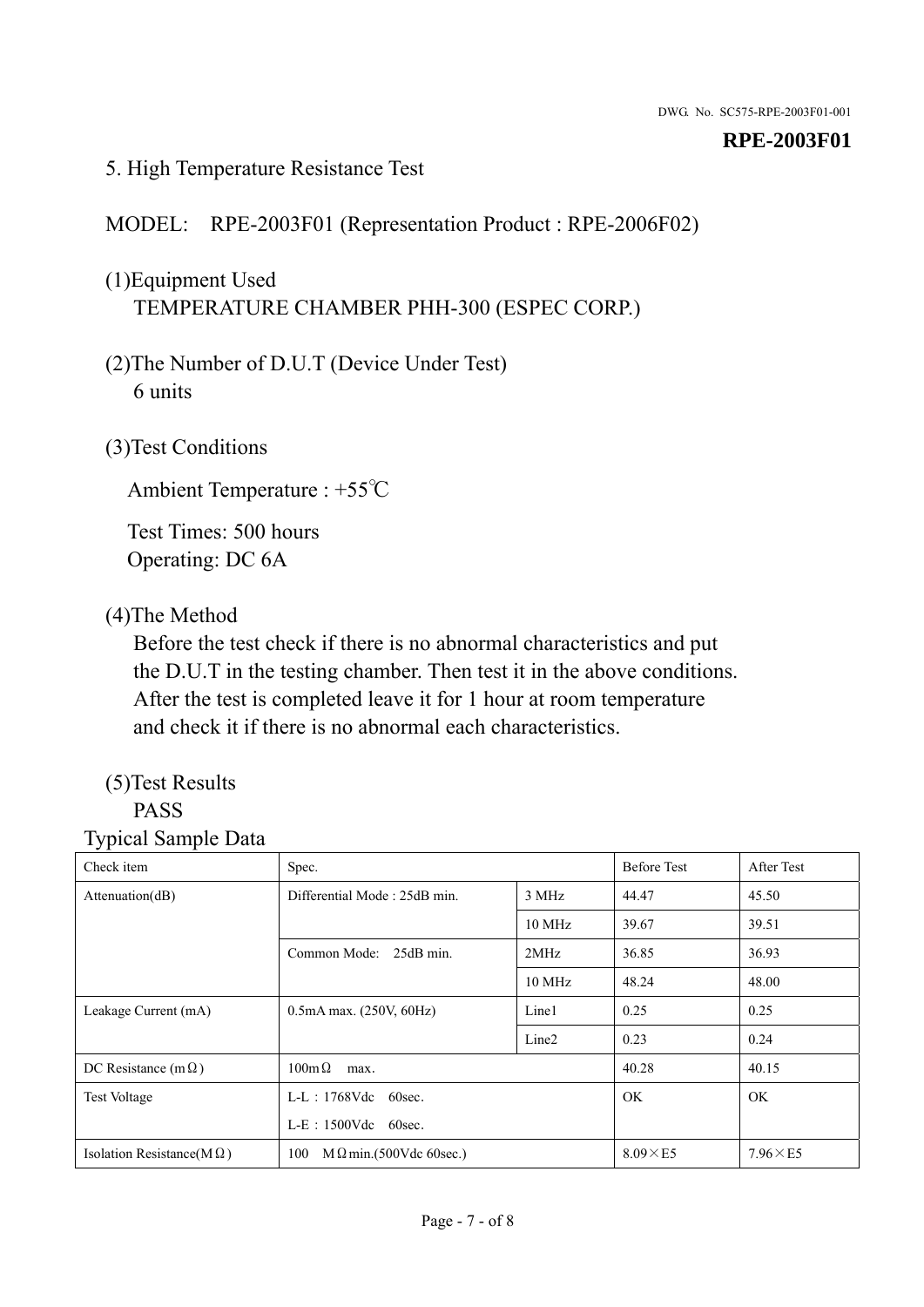## 5. High Temperature Resistance Test

MODEL: RPE-2003F01 (Representation Product : RPE-2006F02)

(1)Equipment Used
TEMPERATURE CHAMBER PHH-300 (ESPEC CORP.)

(2)The Number of D.U.T (Device Under Test)
6 units

(3)Test Conditions

Ambient Temperature : +55℃

Test Times: 500 hours
Operating: DC 6A

(4)The Method
Before the test check if there is no abnormal characteristics and put the D.U.T in the testing chamber. Then test it in the above conditions. After the test is completed leave it for 1 hour at room temperature and check it if there is no abnormal each characteristics.

(5)Test Results
PASS

Typical Sample Data

| Check item | Spec. | | Before Test | After Test |
|---|---|---|---|---|
| Attenuation(dB) | Differential Mode : 25dB min. | 3 MHz | 44.47 | 45.50 |
| | | 10 MHz | 39.67 | 39.51 |
| | Common Mode: 25dB min. | 2MHz | 36.85 | 36.93 |
| | | 10 MHz | 48.24 | 48.00 |
| Leakage Current (mA) | 0.5mA max. (250V, 60Hz) | Line1 | 0.25 | 0.25 |
| | | Line2 | 0.23 | 0.24 |
| DC Resistance (mΩ) | 100mΩ max. | | 40.28 | 40.15 |
| Test Voltage | L-L：1768Vdc 60sec.<br>L-E：1500Vdc 60sec. | | OK | OK |
| Isolation Resistance(MΩ) | 100 MΩmin.(500Vdc 60sec.) | | 8.09×E5 | 7.96×E5 |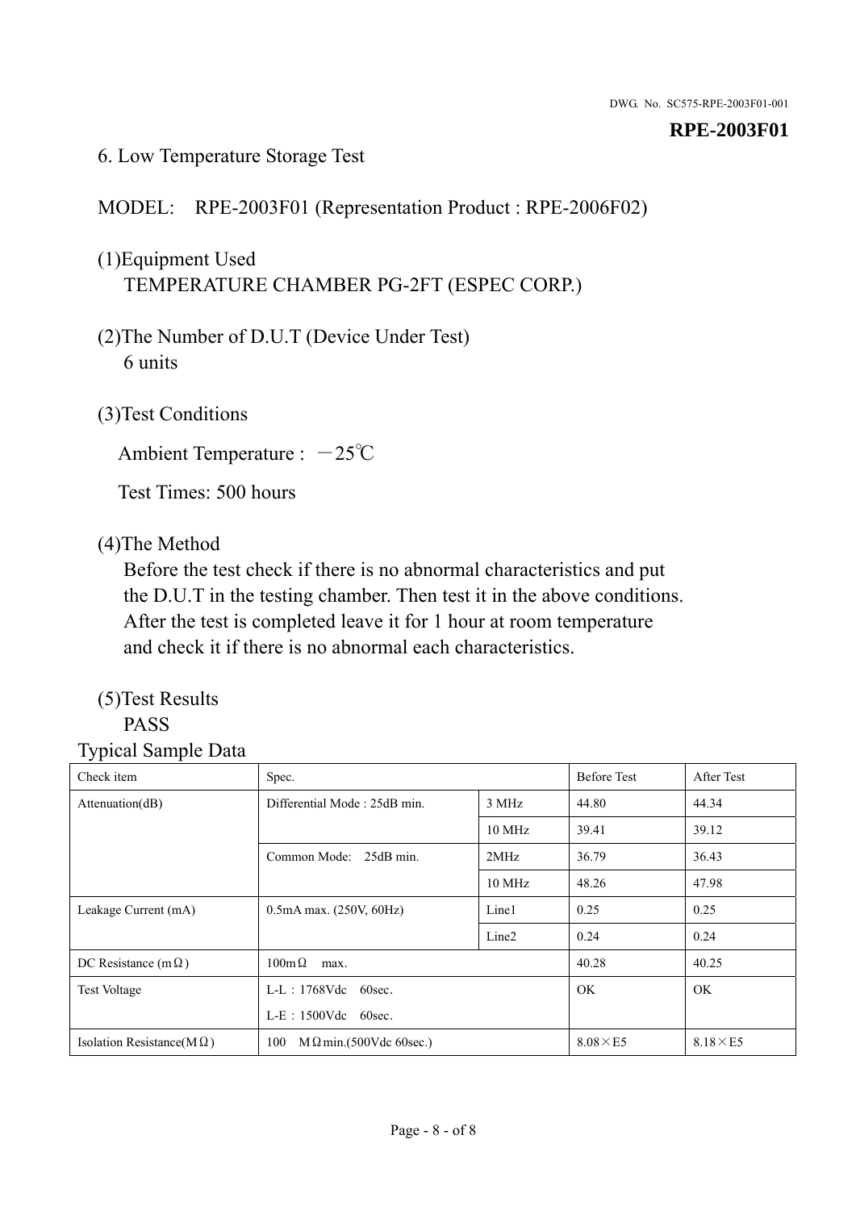DWG. No. SC575-RPE-2003F01-001

**RPE-2003F01**

6. Low Temperature Storage Test

MODEL: RPE-2003F01 (Representation Product : RPE-2006F02)

(1)Equipment Used
TEMPERATURE CHAMBER PG-2FT (ESPEC CORP.)

(2)The Number of D.U.T (Device Under Test)
6 units

(3)Test Conditions

Ambient Temperature : －25℃

Test Times: 500 hours

(4)The Method
Before the test check if there is no abnormal characteristics and put the D.U.T in the testing chamber. Then test it in the above conditions. After the test is completed leave it for 1 hour at room temperature and check it if there is no abnormal each characteristics.

(5)Test Results
PASS

Typical Sample Data

| Check item | Spec. | | Before Test | After Test |
|---|---|---|---|---|
| Attenuation(dB) | Differential Mode : 25dB min. | 3 MHz | 44.80 | 44.34 |
| | | 10 MHz | 39.41 | 39.12 |
| | Common Mode: 25dB min. | 2MHz | 36.79 | 36.43 |
| | | 10 MHz | 48.26 | 47.98 |
| Leakage Current (mA) | 0.5mA max. (250V, 60Hz) | Line1 | 0.25 | 0.25 |
| | | Line2 | 0.24 | 0.24 |
| DC Resistance (mΩ) | 100mΩ max. | | 40.28 | 40.25 |
| Test Voltage | L-L：1768Vdc 60sec.<br>L-E：1500Vdc 60sec. | | OK | OK |
| Isolation Resistance(MΩ) | 100 MΩmin.(500Vdc 60sec.) | | 8.08×E5 | 8.18×E5 |